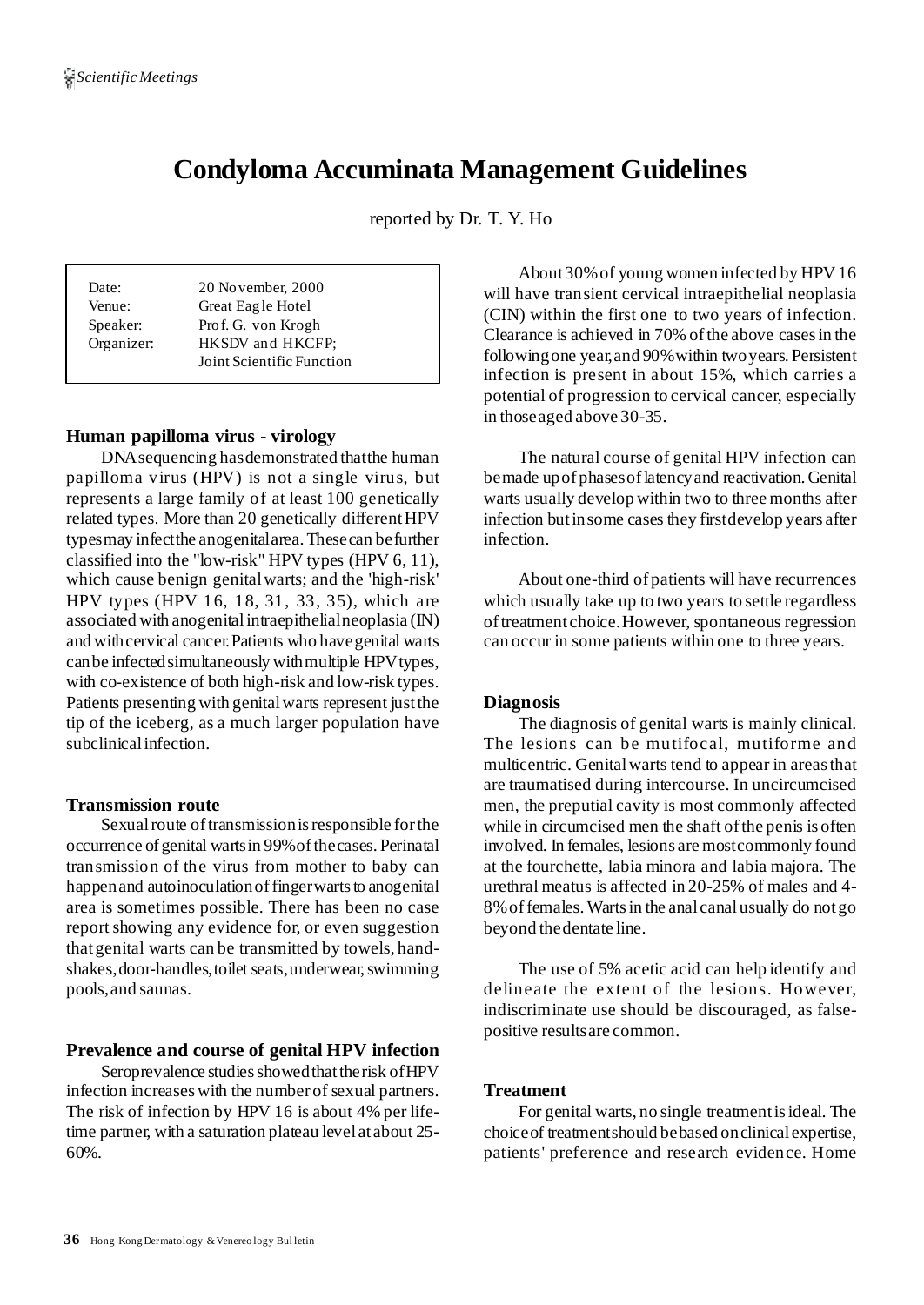# Condyloma Accuminata Management Guidelines

reported by Dr. T. Y. Ho

| | |
|---|---|
| Date: | 20 November, 2000 |
| Venue: | Great Eagle Hotel |
| Speaker: | Prof. G. von Krogh |
| Organizer: | HKSDV and HKCFP; Joint Scientific Function |

## Human papilloma virus - virology

DNA sequencing has demonstrated that the human papilloma virus (HPV) is not a single virus, but represents a large family of at least 100 genetically related types. More than 20 genetically different HPV types may infect the anogenital area. These can be further classified into the "low-risk" HPV types (HPV 6, 11), which cause benign genital warts; and the 'high-risk' HPV types (HPV 16, 18, 31, 33, 35), which are associated with anogenital intraepithelial neoplasia (IN) and with cervical cancer. Patients who have genital warts can be infected simultaneously with multiple HPV types, with co-existence of both high-risk and low-risk types. Patients presenting with genital warts represent just the tip of the iceberg, as a much larger population have subclinical infection.

## Transmission route

Sexual route of transmission is responsible for the occurrence of genital warts in 99% of the cases. Perinatal transmission of the virus from mother to baby can happen and autoinoculation of finger warts to anogenital area is sometimes possible. There has been no case report showing any evidence for, or even suggestion that genital warts can be transmitted by towels, hand-shakes, door-handles, toilet seats, underwear, swimming pools, and saunas.

## Prevalence and course of genital HPV infection

Seroprevalence studies showed that the risk of HPV infection increases with the number of sexual partners. The risk of infection by HPV 16 is about 4% per life-time partner, with a saturation plateau level at about 25-60%.

About 30% of young women infected by HPV 16 will have transient cervical intraepithelial neoplasia (CIN) within the first one to two years of infection. Clearance is achieved in 70% of the above cases in the following one year, and 90% within two years. Persistent infection is present in about 15%, which carries a potential of progression to cervical cancer, especially in those aged above 30-35.

The natural course of genital HPV infection can be made up of phases of latency and reactivation. Genital warts usually develop within two to three months after infection but in some cases they first develop years after infection.

About one-third of patients will have recurrences which usually take up to two years to settle regardless of treatment choice. However, spontaneous regression can occur in some patients within one to three years.

## Diagnosis

The diagnosis of genital warts is mainly clinical. The lesions can be mutifocal, mutiforme and multicentric. Genital warts tend to appear in areas that are traumatised during intercourse. In uncircumcised men, the preputial cavity is most commonly affected while in circumcised men the shaft of the penis is often involved. In females, lesions are most commonly found at the fourchette, labia minora and labia majora. The urethral meatus is affected in 20-25% of males and 4-8% of females. Warts in the anal canal usually do not go beyond the dentate line.

The use of 5% acetic acid can help identify and delineate the extent of the lesions. However, indiscriminate use should be discouraged, as false-positive results are common.

## Treatment

For genital warts, no single treatment is ideal. The choice of treatment should be based on clinical expertise, patients' preference and research evidence. Home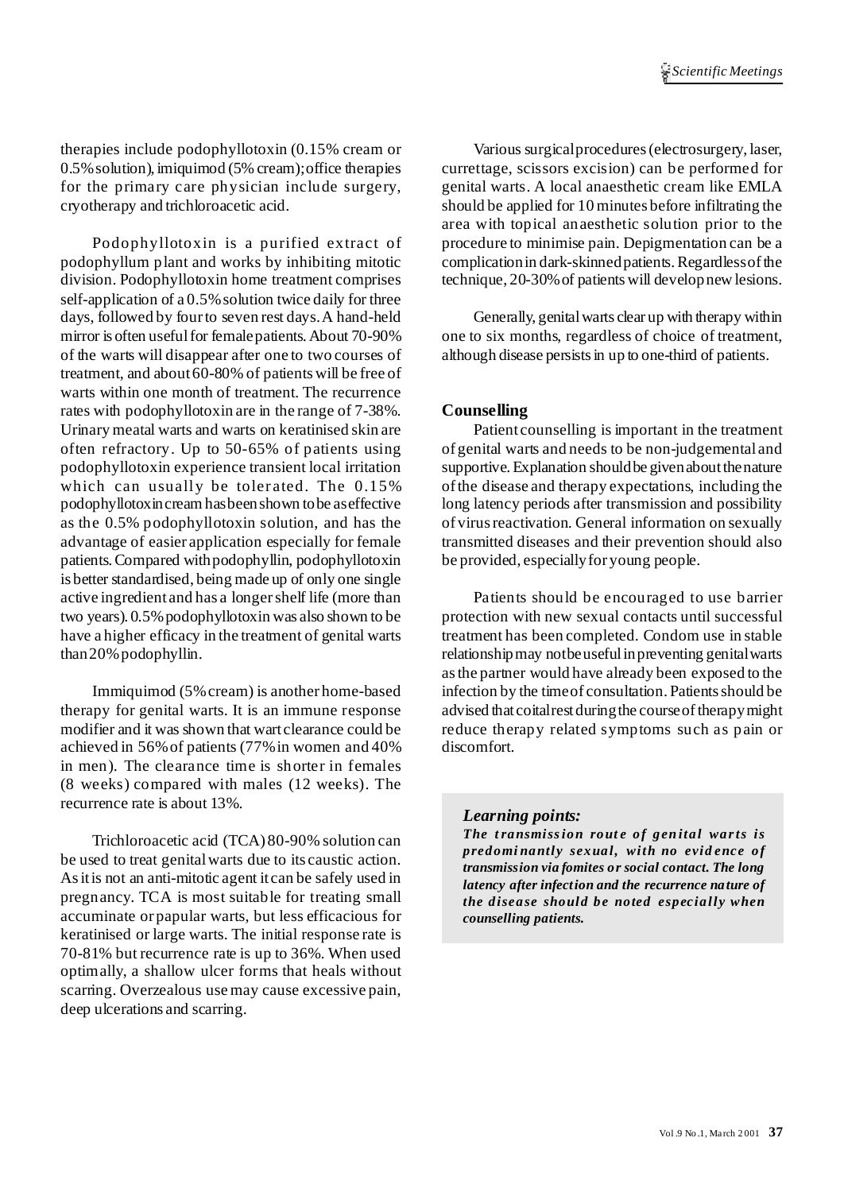therapies include podophyllotoxin (0.15% cream or 0.5% solution), imiquimod (5% cream); office therapies for the primary care physician include surgery, cryotherapy and trichloroacetic acid.

Podophyllotoxin is a purified extract of podophyllum plant and works by inhibiting mitotic division. Podophyllotoxin home treatment comprises self-application of a 0.5% solution twice daily for three days, followed by four to seven rest days. A hand-held mirror is often useful for female patients. About 70-90% of the warts will disappear after one to two courses of treatment, and about 60-80% of patients will be free of warts within one month of treatment. The recurrence rates with podophyllotoxin are in the range of 7-38%. Urinary meatal warts and warts on keratinised skin are often refractory. Up to 50-65% of patients using podophyllotoxin experience transient local irritation which can usually be tolerated. The 0.15% podophyllotoxin cream has been shown to be as effective as the 0.5% podophyllotoxin solution, and has the advantage of easier application especially for female patients. Compared with podophyllin, podophyllotoxin is better standardised, being made up of only one single active ingredient and has a longer shelf life (more than two years). 0.5% podophyllotoxin was also shown to be have a higher efficacy in the treatment of genital warts than 20% podophyllin.

Immiquimod (5% cream) is another home-based therapy for genital warts. It is an immune response modifier and it was shown that wart clearance could be achieved in 56% of patients (77% in women and 40% in men). The clearance time is shorter in females (8 weeks) compared with males (12 weeks). The recurrence rate is about 13%.

Trichloroacetic acid (TCA) 80-90% solution can be used to treat genital warts due to its caustic action. As it is not an anti-mitotic agent it can be safely used in pregnancy. TCA is most suitable for treating small accuminate or papular warts, but less efficacious for keratinised or large warts. The initial response rate is 70-81% but recurrence rate is up to 36%. When used optimally, a shallow ulcer forms that heals without scarring. Overzealous use may cause excessive pain, deep ulcerations and scarring.

Various surgical procedures (electrosurgery, laser, currettage, scissors excision) can be performed for genital warts. A local anaesthetic cream like EMLA should be applied for 10 minutes before infiltrating the area with topical anaesthetic solution prior to the procedure to minimise pain. Depigmentation can be a complication in dark-skinned patients. Regardless of the technique, 20-30% of patients will develop new lesions.

Generally, genital warts clear up with therapy within one to six months, regardless of choice of treatment, although disease persists in up to one-third of patients.

## Counselling

Patient counselling is important in the treatment of genital warts and needs to be non-judgemental and supportive. Explanation should be given about the nature of the disease and therapy expectations, including the long latency periods after transmission and possibility of virus reactivation. General information on sexually transmitted diseases and their prevention should also be provided, especially for young people.

Patients should be encouraged to use barrier protection with new sexual contacts until successful treatment has been completed. Condom use in stable relationship may not be useful in preventing genital warts as the partner would have already been exposed to the infection by the time of consultation. Patients should be advised that coital rest during the course of therapy might reduce therapy related symptoms such as pain or discomfort.

> ***Learning points:***
>
> ***The transmission route of genital warts is predominantly sexual, with no evidence of transmission via fomites or social contact. The long latency after infection and the recurrence nature of the disease should be noted especially when counselling patients.***